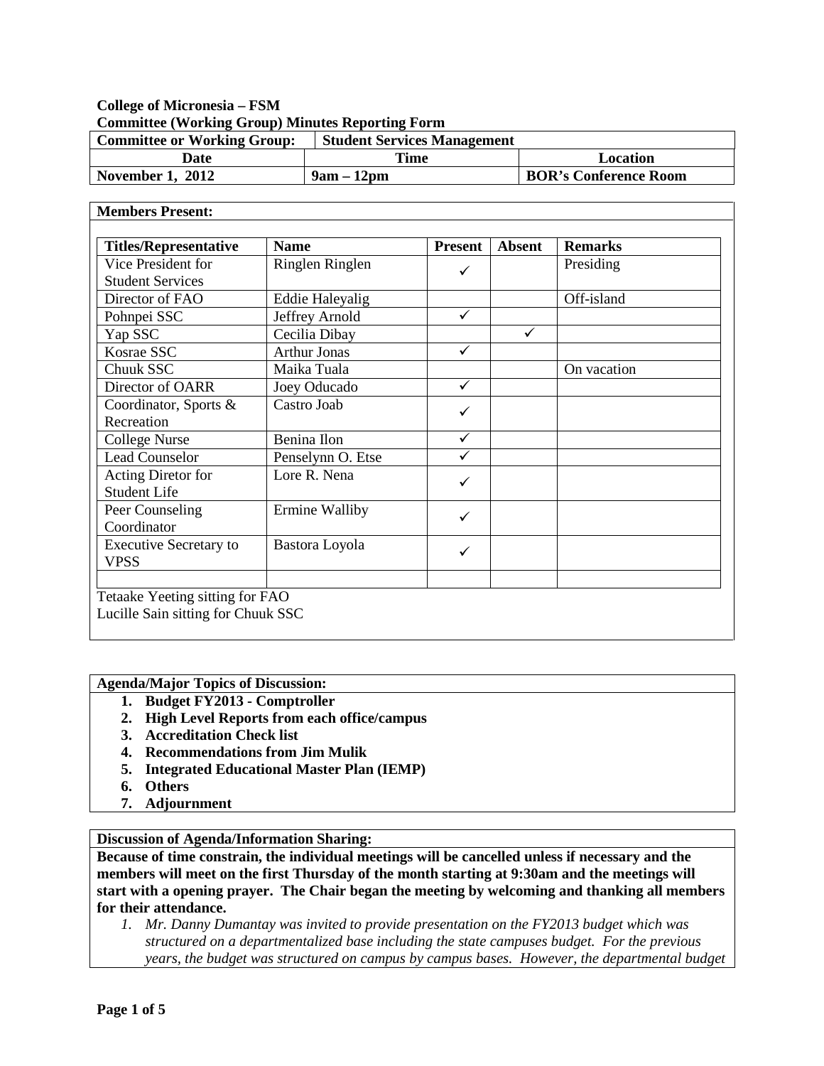**College of Micronesia – FSM**
**Committee (Working Group) Minutes Reporting Form**

| **Committee or Working Group:** | **Student Services Management** | |
|---|---|---|
| **Date** | **Time** | **Location** |
| **November 1, 2012** | **9am – 12pm** | **BOR's Conference Room** |

**Members Present:**

| Titles/Representative | Name | Present | Absent | Remarks |
|---|---|---|---|---|
| Vice President for Student Services | Ringlen Ringlen | ✓ | | Presiding |
| Director of FAO | Eddie Haleyalig | | | Off-island |
| Pohnpei SSC | Jeffrey Arnold | ✓ | | |
| Yap SSC | Cecilia Dibay | | ✓ | |
| Kosrae SSC | Arthur Jonas | ✓ | | |
| Chuuk SSC | Maika Tuala | | | On vacation |
| Director of OARR | Joey Oducado | ✓ | | |
| Coordinator, Sports & Recreation | Castro Joab | ✓ | | |
| College Nurse | Benina Ilon | ✓ | | |
| Lead Counselor | Penselynn O. Etse | ✓ | | |
| Acting Diretor for Student Life | Lore R. Nena | ✓ | | |
| Peer Counseling Coordinator | Ermine Walliby | ✓ | | |
| Executive Secretary to VPSS | Bastora Loyola | ✓ | | |
| | | | | |

Tetaake Yeeting sitting for FAO
Lucille Sain sitting for Chuuk SSC

**Agenda/Major Topics of Discussion:**

1. **Budget FY2013 - Comptroller**
2. **High Level Reports from each office/campus**
3. **Accreditation Check list**
4. **Recommendations from Jim Mulik**
5. **Integrated Educational Master Plan (IEMP)**
6. **Others**
7. **Adjournment**

**Discussion of Agenda/Information Sharing:**

**Because of time constrain, the individual meetings will be cancelled unless if necessary and the members will meet on the first Thursday of the month starting at 9:30am and the meetings will start with a opening prayer. The Chair began the meeting by welcoming and thanking all members for their attendance.**

1. *Mr. Danny Dumantay was invited to provide presentation on the FY2013 budget which was structured on a departmentalized base including the state campuses budget. For the previous years, the budget was structured on campus by campus bases. However, the departmental budget*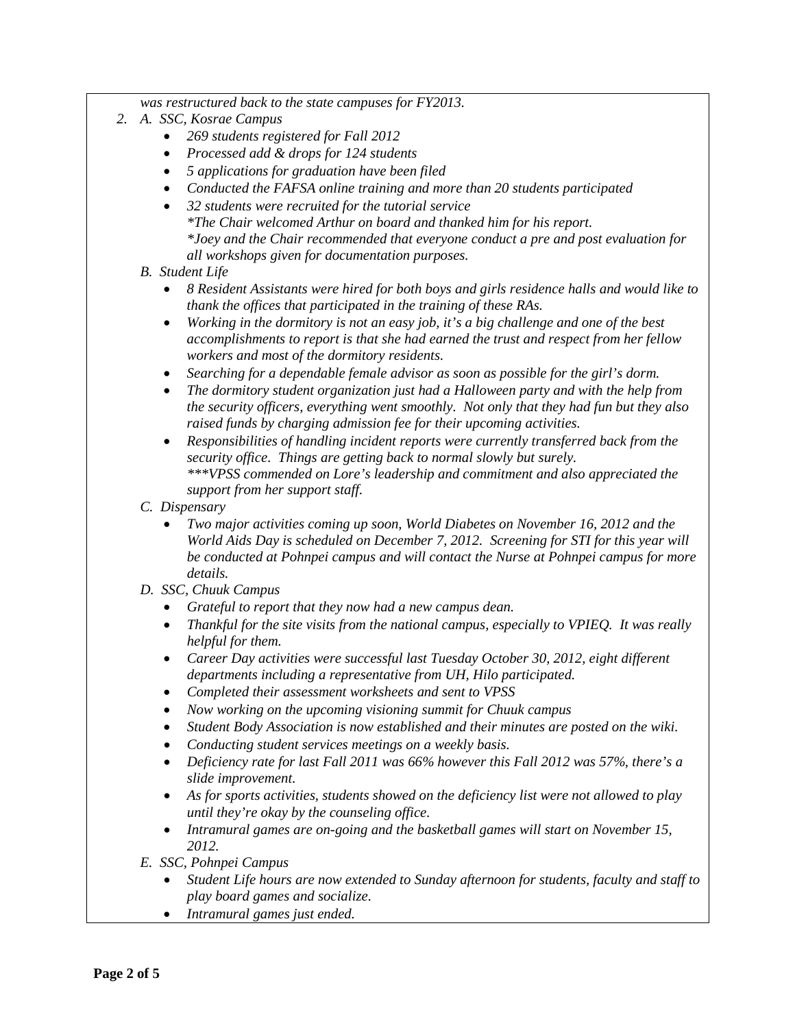*was restructured back to the state campuses for FY2013.*

2. A. *SSC, Kosrae Campus*
   - *269 students registered for Fall 2012*
   - *Processed add & drops for 124 students*
   - *5 applications for graduation have been filed*
   - *Conducted the FAFSA online training and more than 20 students participated*
   - *32 students were recruited for the tutorial service*
     *\*The Chair welcomed Arthur on board and thanked him for his report.*
     *\*Joey and the Chair recommended that everyone conduct a pre and post evaluation for all workshops given for documentation purposes.*

   B. *Student Life*
   - *8 Resident Assistants were hired for both boys and girls residence halls and would like to thank the offices that participated in the training of these RAs.*
   - *Working in the dormitory is not an easy job, it's a big challenge and one of the best accomplishments to report is that she had earned the trust and respect from her fellow workers and most of the dormitory residents.*
   - *Searching for a dependable female advisor as soon as possible for the girl's dorm.*
   - *The dormitory student organization just had a Halloween party and with the help from the security officers, everything went smoothly. Not only that they had fun but they also raised funds by charging admission fee for their upcoming activities.*
   - *Responsibilities of handling incident reports were currently transferred back from the security office. Things are getting back to normal slowly but surely.*
     *\*\*\*VPSS commended on Lore's leadership and commitment and also appreciated the support from her support staff.*

   C. *Dispensary*
   - *Two major activities coming up soon, World Diabetes on November 16, 2012 and the World Aids Day is scheduled on December 7, 2012. Screening for STI for this year will be conducted at Pohnpei campus and will contact the Nurse at Pohnpei campus for more details.*

   D. *SSC, Chuuk Campus*
   - *Grateful to report that they now had a new campus dean.*
   - *Thankful for the site visits from the national campus, especially to VPIEQ. It was really helpful for them.*
   - *Career Day activities were successful last Tuesday October 30, 2012, eight different departments including a representative from UH, Hilo participated.*
   - *Completed their assessment worksheets and sent to VPSS*
   - *Now working on the upcoming visioning summit for Chuuk campus*
   - *Student Body Association is now established and their minutes are posted on the wiki.*
   - *Conducting student services meetings on a weekly basis.*
   - *Deficiency rate for last Fall 2011 was 66% however this Fall 2012 was 57%, there's a slide improvement.*
   - *As for sports activities, students showed on the deficiency list were not allowed to play until they're okay by the counseling office.*
   - *Intramural games are on-going and the basketball games will start on November 15, 2012.*

   E. *SSC, Pohnpei Campus*
   - *Student Life hours are now extended to Sunday afternoon for students, faculty and staff to play board games and socialize.*
   - *Intramural games just ended.*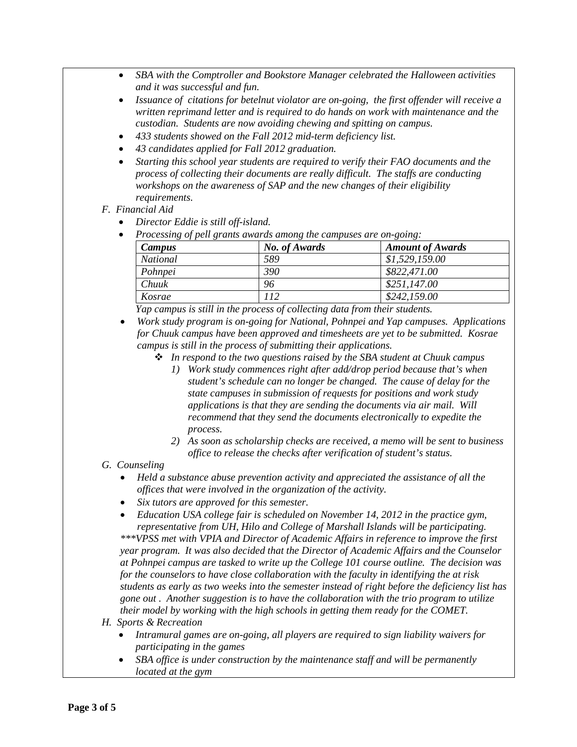- *SBA with the Comptroller and Bookstore Manager celebrated the Halloween activities and it was successful and fun.*
- *Issuance of citations for betelnut violator are on-going, the first offender will receive a written reprimand letter and is required to do hands on work with maintenance and the custodian. Students are now avoiding chewing and spitting on campus.*
- *433 students showed on the Fall 2012 mid-term deficiency list.*
- *43 candidates applied for Fall 2012 graduation.*
- *Starting this school year students are required to verify their FAO documents and the process of collecting their documents are really difficult. The staffs are conducting workshops on the awareness of SAP and the new changes of their eligibility requirements.*

*F. Financial Aid*

- *Director Eddie is still off-island.*
- *Processing of pell grants awards among the campuses are on-going:*

| ***Campus*** | ***No. of Awards*** | ***Amount of Awards*** |
|---|---|---|
| *National* | *589* | *$1,529,159.00* |
| *Pohnpei* | *390* | *$822,471.00* |
| *Chuuk* | *96* | *$251,147.00* |
| *Kosrae* | *112* | *$242,159.00* |

*Yap campus is still in the process of collecting data from their students.*

- *Work study program is on-going for National, Pohnpei and Yap campuses. Applications for Chuuk campus have been approved and timesheets are yet to be submitted. Kosrae campus is still in the process of submitting their applications.*
  - *In respond to the two questions raised by the SBA student at Chuuk campus*
    1) *Work study commences right after add/drop period because that's when student's schedule can no longer be changed. The cause of delay for the state campuses in submission of requests for positions and work study applications is that they are sending the documents via air mail. Will recommend that they send the documents electronically to expedite the process.*
    2) *As soon as scholarship checks are received, a memo will be sent to business office to release the checks after verification of student's status.*

*G. Counseling*

- *Held a substance abuse prevention activity and appreciated the assistance of all the offices that were involved in the organization of the activity.*
- *Six tutors are approved for this semester.*
- *Education USA college fair is scheduled on November 14, 2012 in the practice gym, representative from UH, Hilo and College of Marshall Islands will be participating.*

*\*\*\*VPSS met with VPIA and Director of Academic Affairs in reference to improve the first year program. It was also decided that the Director of Academic Affairs and the Counselor at Pohnpei campus are tasked to write up the College 101 course outline. The decision was for the counselors to have close collaboration with the faculty in identifying the at risk students as early as two weeks into the semester instead of right before the deficiency list has gone out . Another suggestion is to have the collaboration with the trio program to utilize their model by working with the high schools in getting them ready for the COMET.*

*H. Sports & Recreation*

- *Intramural games are on-going, all players are required to sign liability waivers for participating in the games*
- *SBA office is under construction by the maintenance staff and will be permanently located at the gym*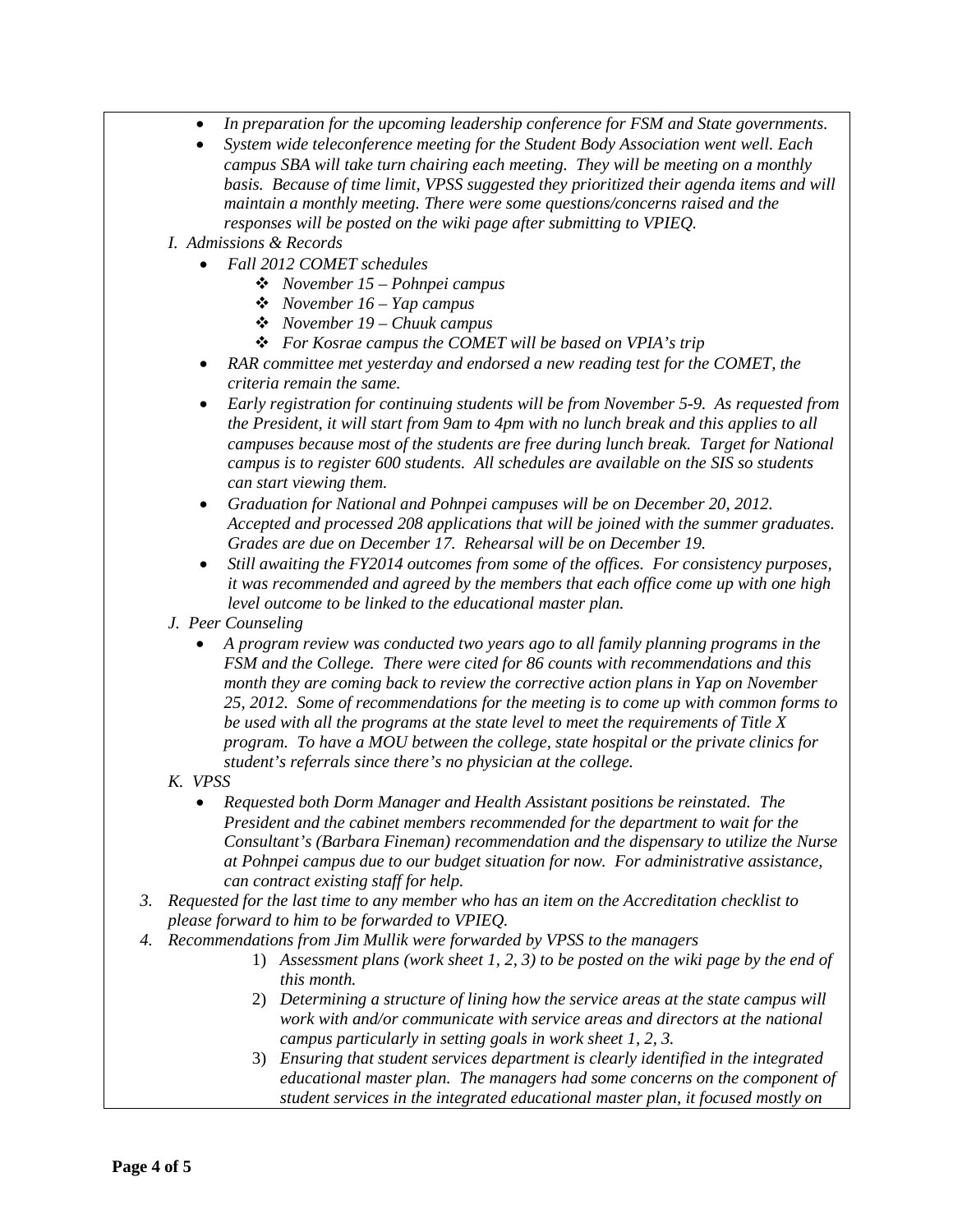- *In preparation for the upcoming leadership conference for FSM and State governments.*
- *System wide teleconference meeting for the Student Body Association went well. Each campus SBA will take turn chairing each meeting. They will be meeting on a monthly basis. Because of time limit, VPSS suggested they prioritized their agenda items and will maintain a monthly meeting. There were some questions/concerns raised and the responses will be posted on the wiki page after submitting to VPIEQ.*

*I. Admissions & Records*

- *Fall 2012 COMET schedules*
    - *November 15 – Pohnpei campus*
    - *November 16 – Yap campus*
    - *November 19 – Chuuk campus*
    - *For Kosrae campus the COMET will be based on VPIA's trip*
- *RAR committee met yesterday and endorsed a new reading test for the COMET, the criteria remain the same.*
- *Early registration for continuing students will be from November 5-9. As requested from the President, it will start from 9am to 4pm with no lunch break and this applies to all campuses because most of the students are free during lunch break. Target for National campus is to register 600 students. All schedules are available on the SIS so students can start viewing them.*
- *Graduation for National and Pohnpei campuses will be on December 20, 2012. Accepted and processed 208 applications that will be joined with the summer graduates. Grades are due on December 17. Rehearsal will be on December 19.*
- *Still awaiting the FY2014 outcomes from some of the offices. For consistency purposes, it was recommended and agreed by the members that each office come up with one high level outcome to be linked to the educational master plan.*

*J. Peer Counseling*

- *A program review was conducted two years ago to all family planning programs in the FSM and the College. There were cited for 86 counts with recommendations and this month they are coming back to review the corrective action plans in Yap on November 25, 2012. Some of recommendations for the meeting is to come up with common forms to be used with all the programs at the state level to meet the requirements of Title X program. To have a MOU between the college, state hospital or the private clinics for student's referrals since there's no physician at the college.*

*K. VPSS*

- *Requested both Dorm Manager and Health Assistant positions be reinstated. The President and the cabinet members recommended for the department to wait for the Consultant's (Barbara Fineman) recommendation and the dispensary to utilize the Nurse at Pohnpei campus due to our budget situation for now. For administrative assistance, can contract existing staff for help.*

3. *Requested for the last time to any member who has an item on the Accreditation checklist to please forward to him to be forwarded to VPIEQ.*
4. *Recommendations from Jim Mullik were forwarded by VPSS to the managers*
    1) *Assessment plans (work sheet 1, 2, 3) to be posted on the wiki page by the end of this month.*
    2) *Determining a structure of lining how the service areas at the state campus will work with and/or communicate with service areas and directors at the national campus particularly in setting goals in work sheet 1, 2, 3.*
    3) *Ensuring that student services department is clearly identified in the integrated educational master plan. The managers had some concerns on the component of student services in the integrated educational master plan, it focused mostly on*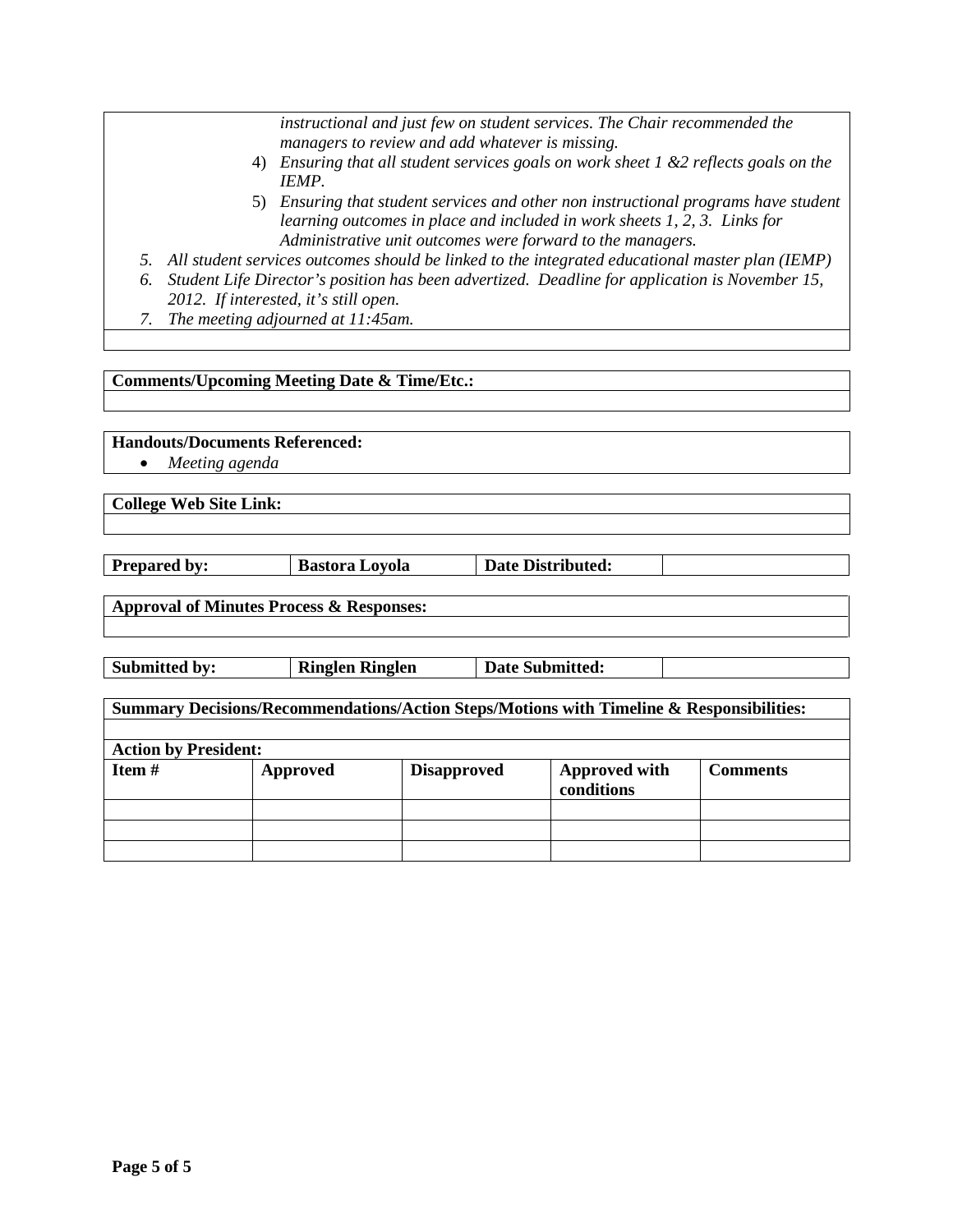*instructional and just few on student services. The Chair recommended the managers to review and add whatever is missing.*

   4) *Ensuring that all student services goals on work sheet 1 &2 reflects goals on the IEMP.*
   5) *Ensuring that student services and other non instructional programs have student learning outcomes in place and included in work sheets 1, 2, 3. Links for Administrative unit outcomes were forward to the managers.*

5. *All student services outcomes should be linked to the integrated educational master plan (IEMP)*
6. *Student Life Director's position has been advertized. Deadline for application is November 15, 2012. If interested, it's still open.*
7. *The meeting adjourned at 11:45am.*

**Comments/Upcoming Meeting Date & Time/Etc.:**

**Handouts/Documents Referenced:**

- *Meeting agenda*

**College Web Site Link:**

| | | | |
|---|---|---|---|
| **Prepared by:** | **Bastora Loyola** | **Date Distributed:** | |

**Approval of Minutes Process & Responses:**

| | | | |
|---|---|---|---|
| **Submitted by:** | **Ringlen Ringlen** | **Date Submitted:** | |

**Summary Decisions/Recommendations/Action Steps/Motions with Timeline & Responsibilities:**

**Action by President:**

| Item # | Approved | Disapproved | Approved with conditions | Comments |
|---|---|---|---|---|
| | | | | |
| | | | | |
| | | | | |